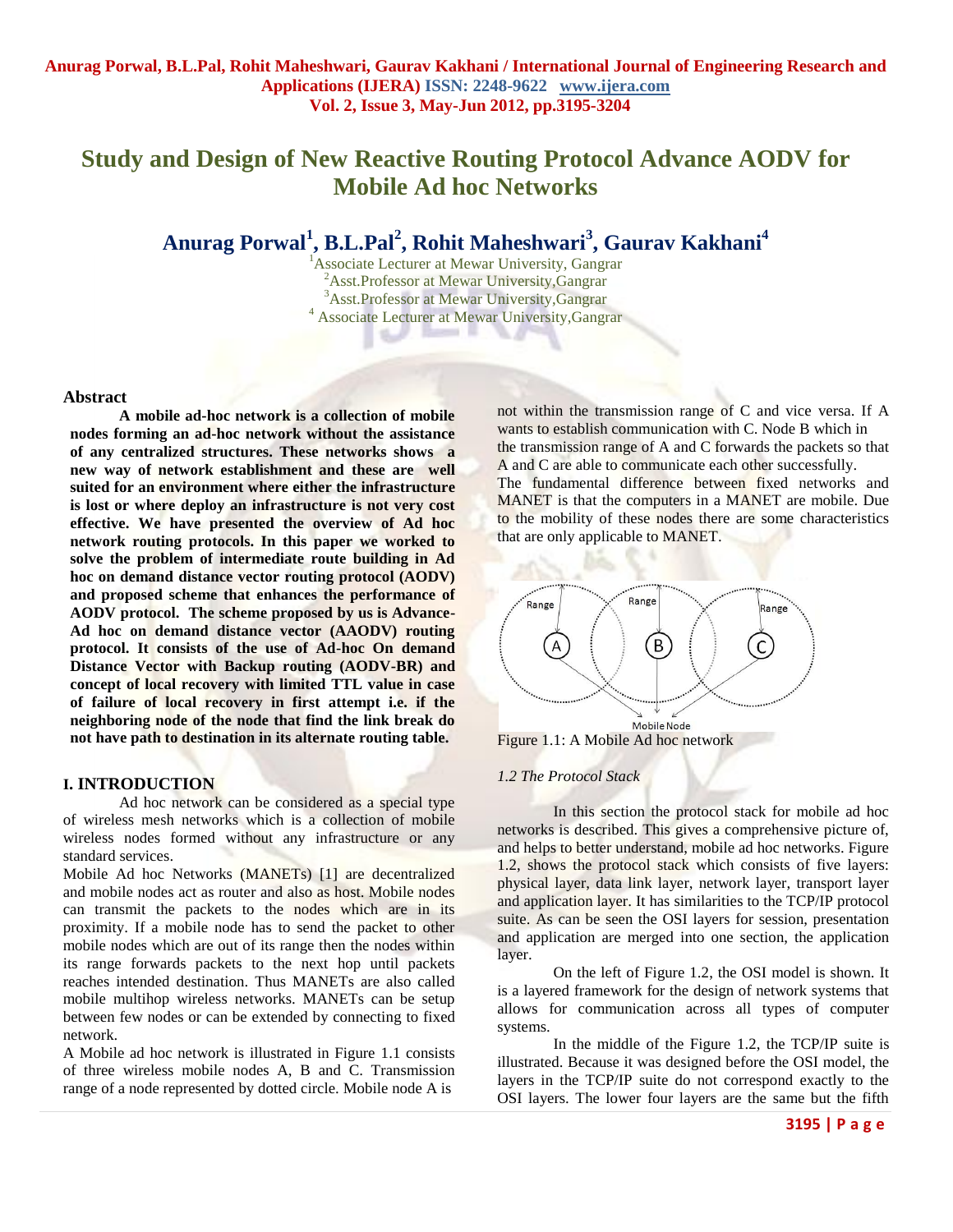# Study and Design of New Reactive Routing Protocol Advance AODV for Mobile Ad hoc Networks

**Anurag Porwal[1], B.L.Pal[2], Rohit Maheshwari[3], Gaurav Kakhani[4]**

[1]Associate Lecturer at Mewar University, Gangrar
[2]Asst.Professor at Mewar University,Gangrar
[3]Asst.Professor at Mewar University,Gangrar
[4] Associate Lecturer at Mewar University,Gangrar

## Abstract

**A mobile ad-hoc network is a collection of mobile nodes forming an ad-hoc network without the assistance of any centralized structures. These networks shows a new way of network establishment and these are well suited for an environment where either the infrastructure is lost or where deploy an infrastructure is not very cost effective. We have presented the overview of Ad hoc network routing protocols. In this paper we worked to solve the problem of intermediate route building in Ad hoc on demand distance vector routing protocol (AODV) and proposed scheme that enhances the performance of AODV protocol. The scheme proposed by us is Advance-Ad hoc on demand distance vector (AAODV) routing protocol. It consists of the use of Ad-hoc On demand Distance Vector with Backup routing (AODV-BR) and concept of local recovery with limited TTL value in case of failure of local recovery in first attempt i.e. if the neighboring node of the node that find the link break do not have path to destination in its alternate routing table.**

## I. INTRODUCTION

Ad hoc network can be considered as a special type of wireless mesh networks which is a collection of mobile wireless nodes formed without any infrastructure or any standard services.

Mobile Ad hoc Networks (MANETs) [1] are decentralized and mobile nodes act as router and also as host. Mobile nodes can transmit the packets to the nodes which are in its proximity. If a mobile node has to send the packet to other mobile nodes which are out of its range then the nodes within its range forwards packets to the next hop until packets reaches intended destination. Thus MANETs are also called mobile multihop wireless networks. MANETs can be setup between few nodes or can be extended by connecting to fixed network.

A Mobile ad hoc network is illustrated in Figure 1.1 consists of three wireless mobile nodes A, B and C. Transmission range of a node represented by dotted circle. Mobile node A is not within the transmission range of C and vice versa. If A wants to establish communication with C. Node B which in the transmission range of A and C forwards the packets so that A and C are able to communicate each other successfully.

The fundamental difference between fixed networks and MANET is that the computers in a MANET are mobile. Due to the mobility of these nodes there are some characteristics that are only applicable to MANET.

Figure 1.1: A Mobile Ad hoc network

*1.2 The Protocol Stack*

In this section the protocol stack for mobile ad hoc networks is described. This gives a comprehensive picture of, and helps to better understand, mobile ad hoc networks. Figure 1.2, shows the protocol stack which consists of five layers: physical layer, data link layer, network layer, transport layer and application layer. It has similarities to the TCP/IP protocol suite. As can be seen the OSI layers for session, presentation and application are merged into one section, the application layer.

On the left of Figure 1.2, the OSI model is shown. It is a layered framework for the design of network systems that allows for communication across all types of computer systems.

In the middle of the Figure 1.2, the TCP/IP suite is illustrated. Because it was designed before the OSI model, the layers in the TCP/IP suite do not correspond exactly to the OSI layers. The lower four layers are the same but the fifth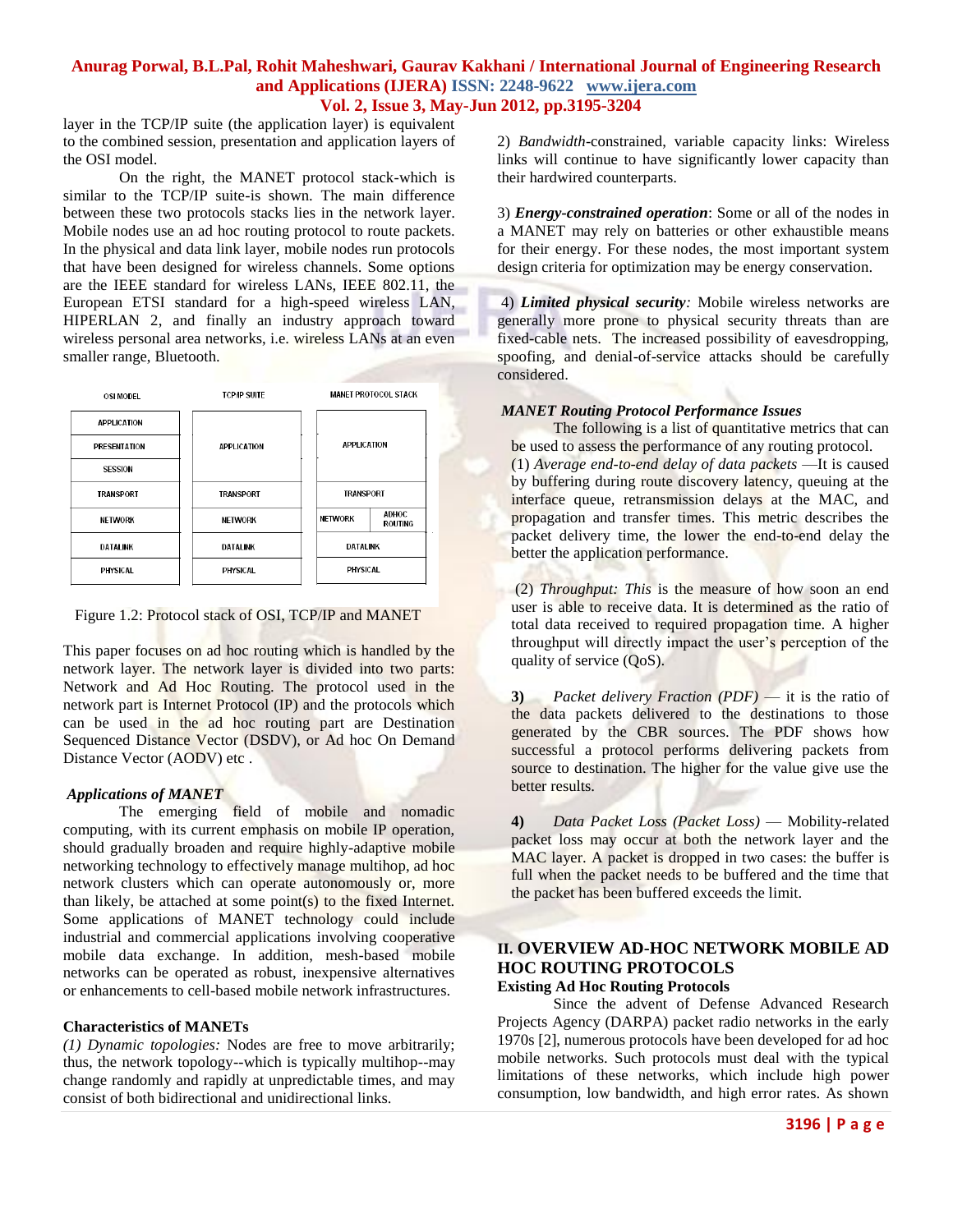layer in the TCP/IP suite (the application layer) is equivalent to the combined session, presentation and application layers of the OSI model.

On the right, the MANET protocol stack-which is similar to the TCP/IP suite-is shown. The main difference between these two protocols stacks lies in the network layer. Mobile nodes use an ad hoc routing protocol to route packets. In the physical and data link layer, mobile nodes run protocols that have been designed for wireless channels. Some options are the IEEE standard for wireless LANs, IEEE 802.11, the European ETSI standard for a high-speed wireless LAN, HIPERLAN 2, and finally an industry approach toward wireless personal area networks, i.e. wireless LANs at an even smaller range, Bluetooth.

| OSI MODEL | TCP/IP SUITE | MANET PROTOCOL STACK | |
|---|---|---|---|
| APPLICATION | APPLICATION | APPLICATION | |
| PRESENTATION | | | |
| SESSION | | | |
| TRANSPORT | TRANSPORT | TRANSPORT | |
| NETWORK | NETWORK | NETWORK | ADHOC ROUTING |
| DATALINK | DATALINK | DATALINK | |
| PHYSICAL | PHYSICAL | PHYSICAL | |

Figure 1.2: Protocol stack of OSI, TCP/IP and MANET

This paper focuses on ad hoc routing which is handled by the network layer. The network layer is divided into two parts: Network and Ad Hoc Routing. The protocol used in the network part is Internet Protocol (IP) and the protocols which can be used in the ad hoc routing part are Destination Sequenced Distance Vector (DSDV), or Ad hoc On Demand Distance Vector (AODV) etc .

### *Applications of MANET*

The emerging field of mobile and nomadic computing, with its current emphasis on mobile IP operation, should gradually broaden and require highly-adaptive mobile networking technology to effectively manage multihop, ad hoc network clusters which can operate autonomously or, more than likely, be attached at some point(s) to the fixed Internet. Some applications of MANET technology could include industrial and commercial applications involving cooperative mobile data exchange. In addition, mesh-based mobile networks can be operated as robust, inexpensive alternatives or enhancements to cell-based mobile network infrastructures.

### Characteristics of MANETs

*(1) Dynamic topologies:* Nodes are free to move arbitrarily; thus, the network topology--which is typically multihop--may change randomly and rapidly at unpredictable times, and may consist of both bidirectional and unidirectional links.

2) *Bandwidth*-constrained, variable capacity links: Wireless links will continue to have significantly lower capacity than their hardwired counterparts.

3) ***Energy-constrained operation***: Some or all of the nodes in a MANET may rely on batteries or other exhaustible means for their energy. For these nodes, the most important system design criteria for optimization may be energy conservation.

4) ***Limited physical security****:* Mobile wireless networks are generally more prone to physical security threats than are fixed-cable nets. The increased possibility of eavesdropping, spoofing, and denial-of-service attacks should be carefully considered.

### *MANET Routing Protocol Performance Issues*

The following is a list of quantitative metrics that can be used to assess the performance of any routing protocol.

(1) *Average end-to-end delay of data packets* —It is caused by buffering during route discovery latency, queuing at the interface queue, retransmission delays at the MAC, and propagation and transfer times. This metric describes the packet delivery time, the lower the end-to-end delay the better the application performance.

(2) *Throughput: This* is the measure of how soon an end user is able to receive data. It is determined as the ratio of total data received to required propagation time. A higher throughput will directly impact the user's perception of the quality of service (QoS).

**3)** *Packet delivery Fraction (PDF)* — it is the ratio of the data packets delivered to the destinations to those generated by the CBR sources. The PDF shows how successful a protocol performs delivering packets from source to destination. The higher for the value give use the better results.

**4)** *Data Packet Loss (Packet Loss)* — Mobility-related packet loss may occur at both the network layer and the MAC layer. A packet is dropped in two cases: the buffer is full when the packet needs to be buffered and the time that the packet has been buffered exceeds the limit.

## II. OVERVIEW AD-HOC NETWORK MOBILE AD HOC ROUTING PROTOCOLS

### Existing Ad Hoc Routing Protocols

Since the advent of Defense Advanced Research Projects Agency (DARPA) packet radio networks in the early 1970s [2], numerous protocols have been developed for ad hoc mobile networks. Such protocols must deal with the typical limitations of these networks, which include high power consumption, low bandwidth, and high error rates. As shown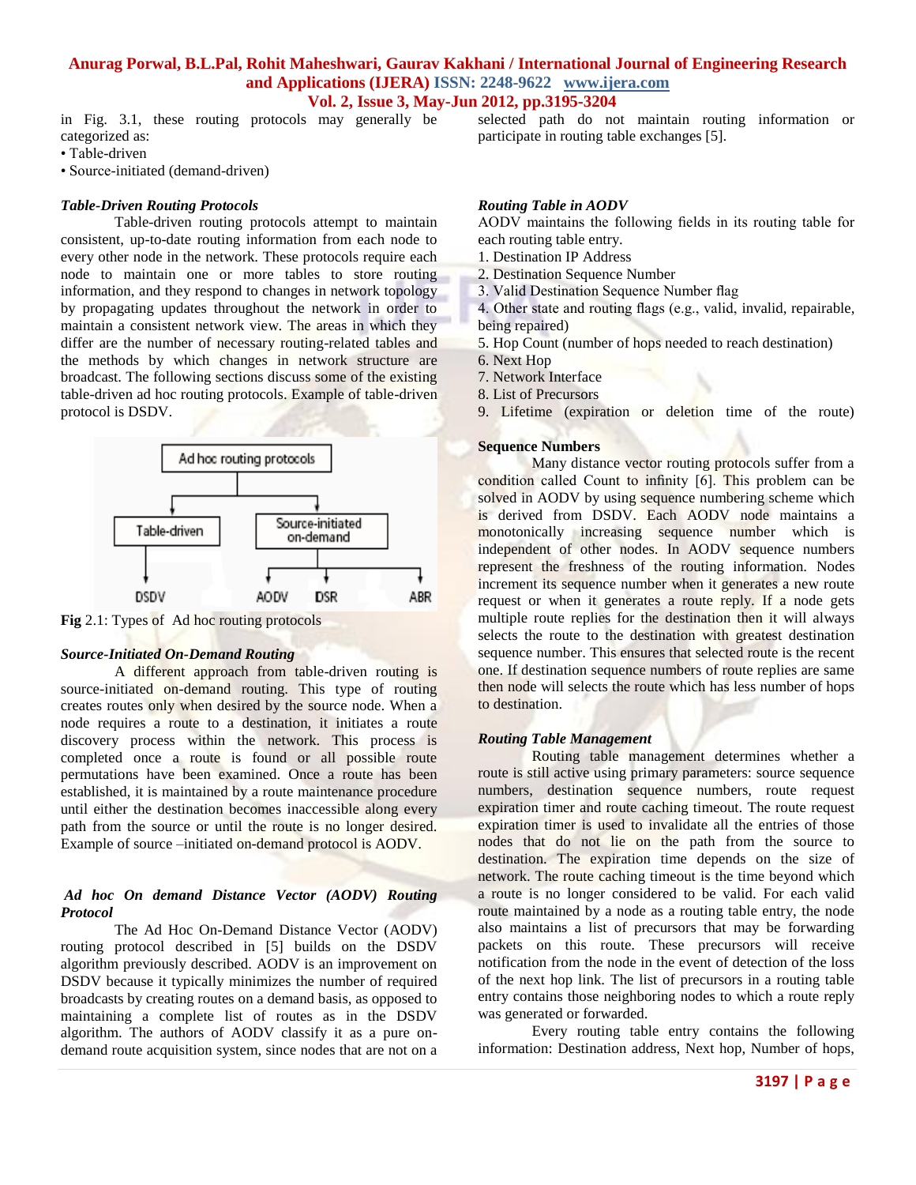in Fig. 3.1, these routing protocols may generally be categorized as:

- Table-driven
- Source-initiated (demand-driven)

***Table-Driven Routing Protocols***

Table-driven routing protocols attempt to maintain consistent, up-to-date routing information from each node to every other node in the network. These protocols require each node to maintain one or more tables to store routing information, and they respond to changes in network topology by propagating updates throughout the network in order to maintain a consistent network view. The areas in which they differ are the number of necessary routing-related tables and the methods by which changes in network structure are broadcast. The following sections discuss some of the existing table-driven ad hoc routing protocols. Example of table-driven protocol is DSDV.

Ad hoc routing protocols

Table-driven — DSDV

Source-initiated on-demand — AODV, DSR, ABR

**Fig** 2.1: Types of Ad hoc routing protocols

***Source-Initiated On-Demand Routing***

A different approach from table-driven routing is source-initiated on-demand routing. This type of routing creates routes only when desired by the source node. When a node requires a route to a destination, it initiates a route discovery process within the network. This process is completed once a route is found or all possible route permutations have been examined. Once a route has been established, it is maintained by a route maintenance procedure until either the destination becomes inaccessible along every path from the source or until the route is no longer desired. Example of source –initiated on-demand protocol is AODV.

***Ad hoc On demand Distance Vector (AODV) Routing Protocol***

The Ad Hoc On-Demand Distance Vector (AODV) routing protocol described in [5] builds on the DSDV algorithm previously described. AODV is an improvement on DSDV because it typically minimizes the number of required broadcasts by creating routes on a demand basis, as opposed to maintaining a complete list of routes as in the DSDV algorithm. The authors of AODV classify it as a pure on-demand route acquisition system, since nodes that are not on a selected path do not maintain routing information or participate in routing table exchanges [5].

***Routing Table in AODV***

AODV maintains the following fields in its routing table for each routing table entry.

1. Destination IP Address
2. Destination Sequence Number
3. Valid Destination Sequence Number flag
4. Other state and routing flags (e.g., valid, invalid, repairable, being repaired)
5. Hop Count (number of hops needed to reach destination)
6. Next Hop
7. Network Interface
8. List of Precursors
9. Lifetime (expiration or deletion time of the route)

**Sequence Numbers**

Many distance vector routing protocols suffer from a condition called Count to infinity [6]. This problem can be solved in AODV by using sequence numbering scheme which is derived from DSDV. Each AODV node maintains a monotonically increasing sequence number which is independent of other nodes. In AODV sequence numbers represent the freshness of the routing information. Nodes increment its sequence number when it generates a new route request or when it generates a route reply. If a node gets multiple route replies for the destination then it will always selects the route to the destination with greatest destination sequence number. This ensures that selected route is the recent one. If destination sequence numbers of route replies are same then node will selects the route which has less number of hops to destination.

***Routing Table Management***

Routing table management determines whether a route is still active using primary parameters: source sequence numbers, destination sequence numbers, route request expiration timer and route caching timeout. The route request expiration timer is used to invalidate all the entries of those nodes that do not lie on the path from the source to destination. The expiration time depends on the size of network. The route caching timeout is the time beyond which a route is no longer considered to be valid. For each valid route maintained by a node as a routing table entry, the node also maintains a list of precursors that may be forwarding packets on this route. These precursors will receive notification from the node in the event of detection of the loss of the next hop link. The list of precursors in a routing table entry contains those neighboring nodes to which a route reply was generated or forwarded.

Every routing table entry contains the following information: Destination address, Next hop, Number of hops,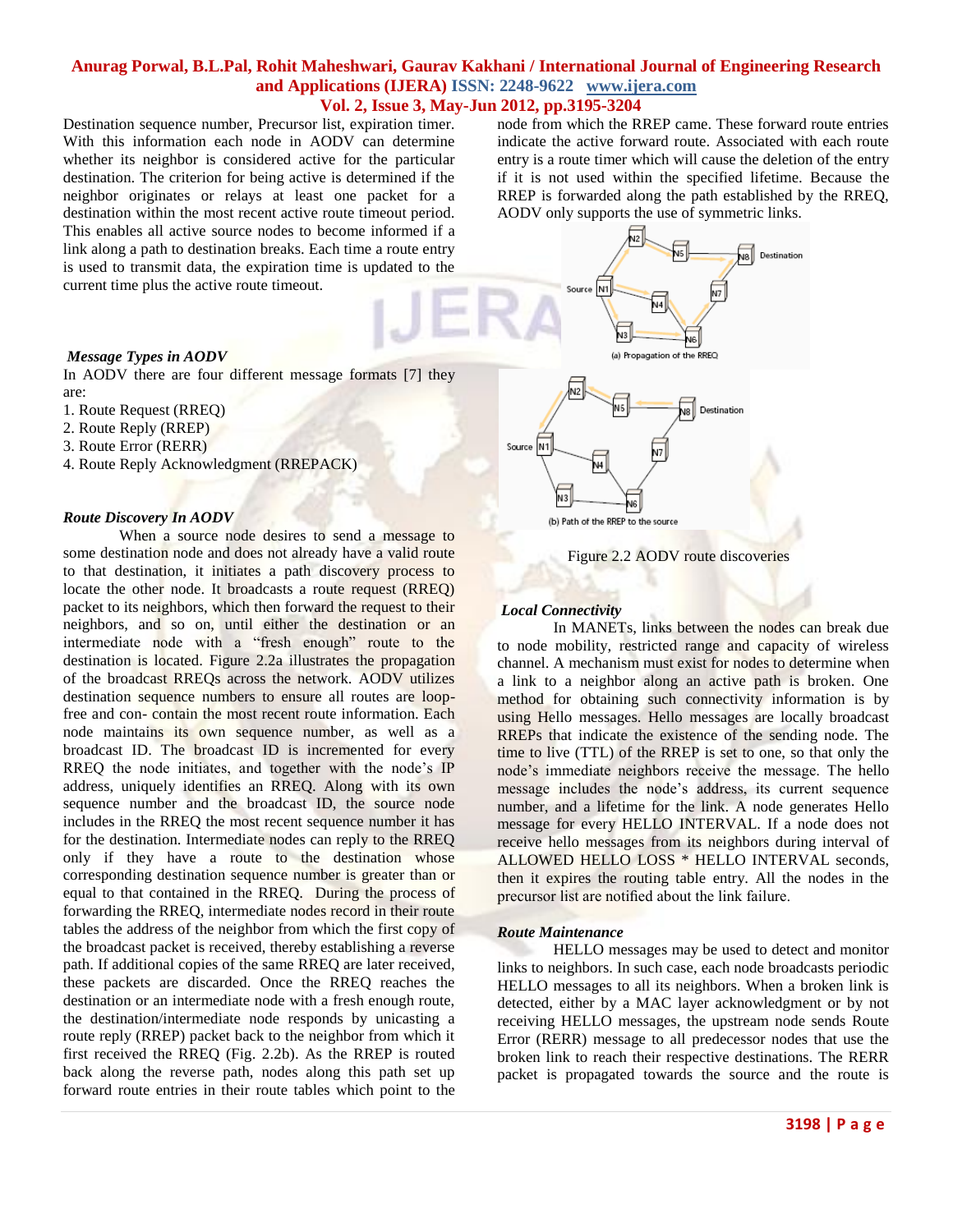Destination sequence number, Precursor list, expiration timer. With this information each node in AODV can determine whether its neighbor is considered active for the particular destination. The criterion for being active is determined if the neighbor originates or relays at least one packet for a destination within the most recent active route timeout period. This enables all active source nodes to become informed if a link along a path to destination breaks. Each time a route entry is used to transmit data, the expiration time is updated to the current time plus the active route timeout.

### *Message Types in AODV*

In AODV there are four different message formats [7] they are:

1. Route Request (RREQ)
2. Route Reply (RREP)
3. Route Error (RERR)
4. Route Reply Acknowledgment (RREPACK)

### *Route Discovery In AODV*

When a source node desires to send a message to some destination node and does not already have a valid route to that destination, it initiates a path discovery process to locate the other node. It broadcasts a route request (RREQ) packet to its neighbors, which then forward the request to their neighbors, and so on, until either the destination or an intermediate node with a "fresh enough" route to the destination is located. Figure 2.2a illustrates the propagation of the broadcast RREQs across the network. AODV utilizes destination sequence numbers to ensure all routes are loop-free and con- contain the most recent route information. Each node maintains its own sequence number, as well as a broadcast ID. The broadcast ID is incremented for every RREQ the node initiates, and together with the node's IP address, uniquely identifies an RREQ. Along with its own sequence number and the broadcast ID, the source node includes in the RREQ the most recent sequence number it has for the destination. Intermediate nodes can reply to the RREQ only if they have a route to the destination whose corresponding destination sequence number is greater than or equal to that contained in the RREQ. During the process of forwarding the RREQ, intermediate nodes record in their route tables the address of the neighbor from which the first copy of the broadcast packet is received, thereby establishing a reverse path. If additional copies of the same RREQ are later received, these packets are discarded. Once the RREQ reaches the destination or an intermediate node with a fresh enough route, the destination/intermediate node responds by unicasting a route reply (RREP) packet back to the neighbor from which it first received the RREQ (Fig. 2.2b). As the RREP is routed back along the reverse path, nodes along this path set up forward route entries in their route tables which point to the node from which the RREP came. These forward route entries indicate the active forward route. Associated with each route entry is a route timer which will cause the deletion of the entry if it is not used within the specified lifetime. Because the RREP is forwarded along the path established by the RREQ, AODV only supports the use of symmetric links.

N2
N5
N8
Destination
Source
N1
N4
N7
N3
N6
(a) Propagation of the RREQ

N2
N5
N8
Destination
Source
N1
N7
N4
N3
N6
(b) Path of the RREP to the source

Figure 2.2 AODV route discoveries

### *Local Connectivity*

In MANETs, links between the nodes can break due to node mobility, restricted range and capacity of wireless channel. A mechanism must exist for nodes to determine when a link to a neighbor along an active path is broken. One method for obtaining such connectivity information is by using Hello messages. Hello messages are locally broadcast RREPs that indicate the existence of the sending node. The time to live (TTL) of the RREP is set to one, so that only the node's immediate neighbors receive the message. The hello message includes the node's address, its current sequence number, and a lifetime for the link. A node generates Hello message for every HELLO INTERVAL. If a node does not receive hello messages from its neighbors during interval of ALLOWED HELLO LOSS * HELLO INTERVAL seconds, then it expires the routing table entry. All the nodes in the precursor list are notified about the link failure.

### *Route Maintenance*

HELLO messages may be used to detect and monitor links to neighbors. In such case, each node broadcasts periodic HELLO messages to all its neighbors. When a broken link is detected, either by a MAC layer acknowledgement or by not receiving HELLO messages, the upstream node sends Route Error (RERR) message to all predecessor nodes that use the broken link to reach their respective destinations. The RERR packet is propagated towards the source and the route is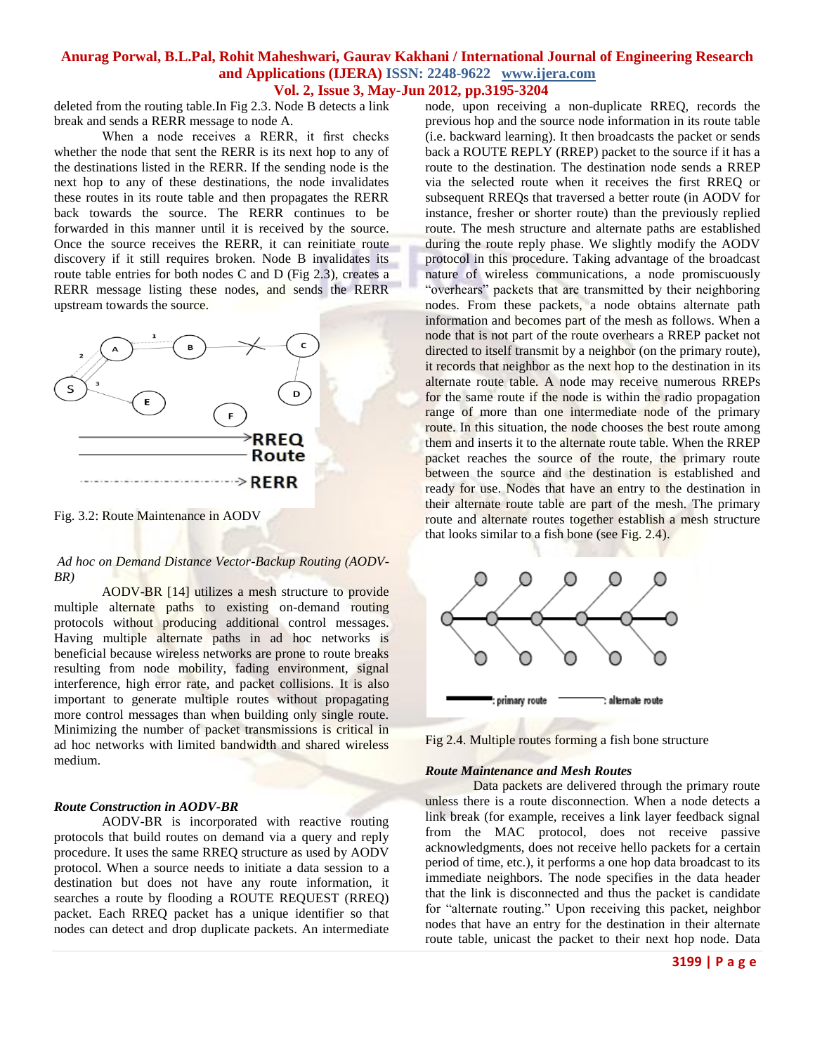deleted from the routing table.In Fig 2.3. Node B detects a link break and sends a RERR message to node A.

When a node receives a RERR, it first checks whether the node that sent the RERR is its next hop to any of the destinations listed in the RERR. If the sending node is the next hop to any of these destinations, the node invalidates these routes in its route table and then propagates the RERR back towards the source. The RERR continues to be forwarded in this manner until it is received by the source. Once the source receives the RERR, it can reinitiate route discovery if it still requires broken. Node B invalidates its route table entries for both nodes C and D (Fig 2.3), creates a RERR message listing these nodes, and sends the RERR upstream towards the source.

1
2
3
A
B
C
S
D
E
F
RREQ
Route
RERR

Fig. 3.2: Route Maintenance in AODV

*Ad hoc on Demand Distance Vector-Backup Routing (AODV-BR)*

AODV-BR [14] utilizes a mesh structure to provide multiple alternate paths to existing on-demand routing protocols without producing additional control messages. Having multiple alternate paths in ad hoc networks is beneficial because wireless networks are prone to route breaks resulting from node mobility, fading environment, signal interference, high error rate, and packet collisions. It is also important to generate multiple routes without propagating more control messages than when building only single route. Minimizing the number of packet transmissions is critical in ad hoc networks with limited bandwidth and shared wireless medium.

***Route Construction in AODV-BR***

AODV-BR is incorporated with reactive routing protocols that build routes on demand via a query and reply procedure. It uses the same RREQ structure as used by AODV protocol. When a source needs to initiate a data session to a destination but does not have any route information, it searches a route by flooding a ROUTE REQUEST (RREQ) packet. Each RREQ packet has a unique identifier so that nodes can detect and drop duplicate packets. An intermediate node, upon receiving a non-duplicate RREQ, records the previous hop and the source node information in its route table (i.e. backward learning). It then broadcasts the packet or sends back a ROUTE REPLY (RREP) packet to the source if it has a route to the destination. The destination node sends a RREP via the selected route when it receives the first RREQ or subsequent RREQs that traversed a better route (in AODV for instance, fresher or shorter route) than the previously replied route. The mesh structure and alternate paths are established during the route reply phase. We slightly modify the AODV protocol in this procedure. Taking advantage of the broadcast nature of wireless communications, a node promiscuously "overhears" packets that are transmitted by their neighboring nodes. From these packets, a node obtains alternate path information and becomes part of the mesh as follows. When a node that is not part of the route overhears a RREP packet not directed to itself transmit by a neighbor (on the primary route), it records that neighbor as the next hop to the destination in its alternate route table. A node may receive numerous RREPs for the same route if the node is within the radio propagation range of more than one intermediate node of the primary route. In this situation, the node chooses the best route among them and inserts it to the alternate route table. When the RREP packet reaches the source of the route, the primary route between the source and the destination is established and ready for use. Nodes that have an entry to the destination in their alternate route table are part of the mesh. The primary route and alternate routes together establish a mesh structure that looks similar to a fish bone (see Fig. 2.4).

: primary route
: alternate route

Fig 2.4. Multiple routes forming a fish bone structure

***Route Maintenance and Mesh Routes***

Data packets are delivered through the primary route unless there is a route disconnection. When a node detects a link break (for example, receives a link layer feedback signal from the MAC protocol, does not receive passive acknowledgments, does not receive hello packets for a certain period of time, etc.), it performs a one hop data broadcast to its immediate neighbors. The node specifies in the data header that the link is disconnected and thus the packet is candidate for "alternate routing." Upon receiving this packet, neighbor nodes that have an entry for the destination in their alternate route table, unicast the packet to their next hop node. Data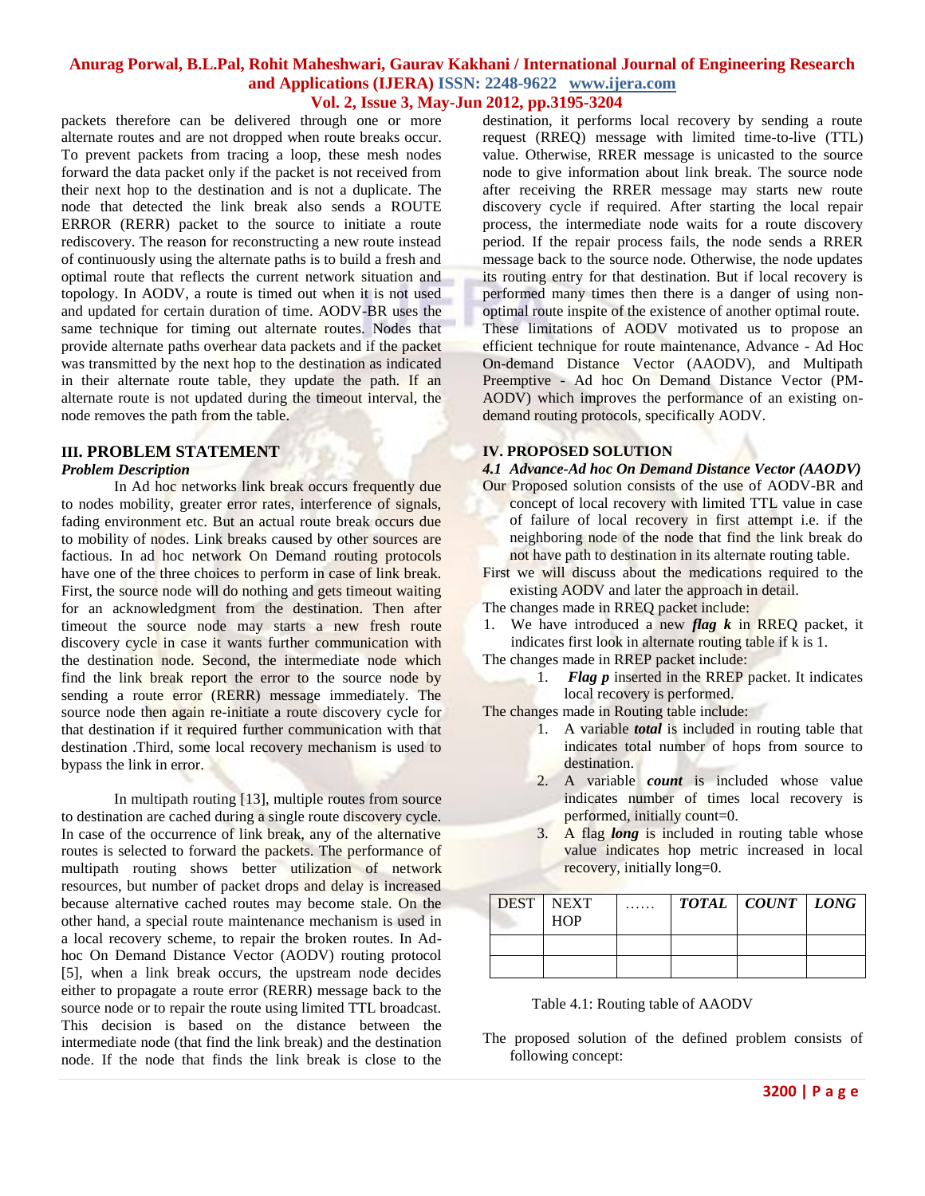packets therefore can be delivered through one or more alternate routes and are not dropped when route breaks occur. To prevent packets from tracing a loop, these mesh nodes forward the data packet only if the packet is not received from their next hop to the destination and is not a duplicate. The node that detected the link break also sends a ROUTE ERROR (RERR) packet to the source to initiate a route rediscovery. The reason for reconstructing a new route instead of continuously using the alternate paths is to build a fresh and optimal route that reflects the current network situation and topology. In AODV, a route is timed out when it is not used and updated for certain duration of time. AODV-BR uses the same technique for timing out alternate routes. Nodes that provide alternate paths overhear data packets and if the packet was transmitted by the next hop to the destination as indicated in their alternate route table, they update the path. If an alternate route is not updated during the timeout interval, the node removes the path from the table.

## III. PROBLEM STATEMENT

### *Problem Description*

In Ad hoc networks link break occurs frequently due to nodes mobility, greater error rates, interference of signals, fading environment etc. But an actual route break occurs due to mobility of nodes. Link breaks caused by other sources are factious. In ad hoc network On Demand routing protocols have one of the three choices to perform in case of link break. First, the source node will do nothing and gets timeout waiting for an acknowledgment from the destination. Then after timeout the source node may starts a new fresh route discovery cycle in case it wants further communication with the destination node. Second, the intermediate node which find the link break report the error to the source node by sending a route error (RERR) message immediately. The source node then again re-initiate a route discovery cycle for that destination if it required further communication with that destination .Third, some local recovery mechanism is used to bypass the link in error.

In multipath routing [13], multiple routes from source to destination are cached during a single route discovery cycle. In case of the occurrence of link break, any of the alternative routes is selected to forward the packets. The performance of multipath routing shows better utilization of network resources, but number of packet drops and delay is increased because alternative cached routes may become stale. On the other hand, a special route maintenance mechanism is used in a local recovery scheme, to repair the broken routes. In Ad-hoc On Demand Distance Vector (AODV) routing protocol [5], when a link break occurs, the upstream node decides either to propagate a route error (RERR) message back to the source node or to repair the route using limited TTL broadcast. This decision is based on the distance between the intermediate node (that find the link break) and the destination node. If the node that finds the link break is close to the destination, it performs local recovery by sending a route request (RREQ) message with limited time-to-live (TTL) value. Otherwise, RRER message is unicasted to the source node to give information about link break. The source node after receiving the RRER message may starts new route discovery cycle if required. After starting the local repair process, the intermediate node waits for a route discovery period. If the repair process fails, the node sends a RRER message back to the source node. Otherwise, the node updates its routing entry for that destination. But if local recovery is performed many times then there is a danger of using non-optimal route inspite of the existence of another optimal route. These limitations of AODV motivated us to propose an efficient technique for route maintenance, Advance - Ad Hoc On-demand Distance Vector (AAODV), and Multipath Preemptive - Ad hoc On Demand Distance Vector (PM-AODV) which improves the performance of an existing on-demand routing protocols, specifically AODV.

## IV. PROPOSED SOLUTION

### *4.1 Advance-Ad hoc On Demand Distance Vector (AAODV)*

Our Proposed solution consists of the use of AODV-BR and concept of local recovery with limited TTL value in case of failure of local recovery in first attempt i.e. if the neighboring node of the node that find the link break do not have path to destination in its alternate routing table.

First we will discuss about the medications required to the existing AODV and later the approach in detail.

The changes made in RREQ packet include:

1. We have introduced a new ***flag k*** in RREQ packet, it indicates first look in alternate routing table if k is 1.

The changes made in RREP packet include:

1. ***Flag p*** inserted in the RREP packet. It indicates local recovery is performed.

The changes made in Routing table include:

1. A variable ***total*** is included in routing table that indicates total number of hops from source to destination.
2. A variable ***count*** is included whose value indicates number of times local recovery is performed, initially count=0.
3. A flag ***long*** is included in routing table whose value indicates hop metric increased in local recovery, initially long=0.

| DEST | NEXT HOP | …… | ***TOTAL*** | ***COUNT*** | ***LONG*** |
|---|---|---|---|---|---|
| | | | | | |
| | | | | | |

Table 4.1: Routing table of AAODV

The proposed solution of the defined problem consists of following concept: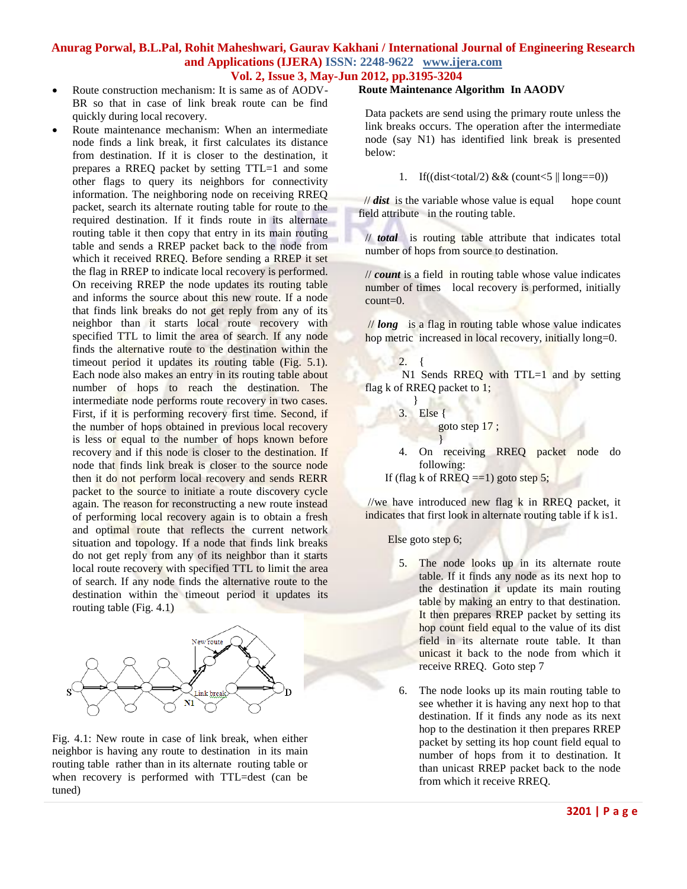- Route construction mechanism: It is same as of AODV-BR so that in case of link break route can be find quickly during local recovery.
- Route maintenance mechanism: When an intermediate node finds a link break, it first calculates its distance from destination. If it is closer to the destination, it prepares a RREQ packet by setting TTL=1 and some other flags to query its neighbors for connectivity information. The neighboring node on receiving RREQ packet, search its alternate routing table for route to the required destination. If it finds route in its alternate routing table it then copy that entry in its main routing table and sends a RREP packet back to the node from which it received RREQ. Before sending a RREP it set the flag in RREP to indicate local recovery is performed. On receiving RREP the node updates its routing table and informs the source about this new route. If a node that finds link breaks do not get reply from any of its neighbor than it starts local route recovery with specified TTL to limit the area of search. If any node finds the alternative route to the destination within the timeout period it updates its routing table (Fig. 5.1). Each node also makes an entry in its routing table about number of hops to reach the destination. The intermediate node performs route recovery in two cases. First, if it is performing recovery first time. Second, if the number of hops obtained in previous local recovery is less or equal to the number of hops known before recovery and if this node is closer to the destination. If node that finds link break is closer to the source node then it do not perform local recovery and sends RERR packet to the source to initiate a route discovery cycle again. The reason for reconstructing a new route instead of performing local recovery again is to obtain a fresh and optimal route that reflects the current network situation and topology. If a node that finds link breaks do not get reply from any of its neighbor than it starts local route recovery with specified TTL to limit the area of search. If any node finds the alternative route to the destination within the timeout period it updates its routing table (Fig. 4.1)

Fig. 4.1: New route in case of link break, when either neighbor is having any route to destination in its main routing table rather than in its alternate routing table or when recovery is performed with TTL=dest (can be tuned)

**Route Maintenance Algorithm In AAODV**

Data packets are send using the primary route unless the link breaks occurs. The operation after the intermediate node (say N1) has identified link break is presented below:

1. If((dist<total/2) && (count<5 || long==0))

// ***dist*** is the variable whose value is equal hope count field attribute in the routing table.

// ***total*** is routing table attribute that indicates total number of hops from source to destination.

// ***count*** is a field in routing table whose value indicates number of times local recovery is performed, initially count=0.

// ***long*** is a flag in routing table whose value indicates hop metric increased in local recovery, initially long=0.

2. {
   N1 Sends RREQ with TTL=1 and by setting flag k of RREQ packet to 1;
   }
3. Else {
   goto step 17 ;
   }
4. On receiving RREQ packet node do following:
   If (flag k of RREQ ==1) goto step 5;

//we have introduced new flag k in RREQ packet, it indicates that first look in alternate routing table if k is1.

Else goto step 6;

5. The node looks up in its alternate route table. If it finds any node as its next hop to the destination it update its main routing table by making an entry to that destination. It then prepares RREP packet by setting its hop count field equal to the value of its dist field in its alternate route table. It than unicast it back to the node from which it receive RREQ. Goto step 7

6. The node looks up its main routing table to see whether it is having any next hop to that destination. If it finds any node as its next hop to the destination it then prepares RREP packet by setting its hop count field equal to number of hops from it to destination. It than unicast RREP packet back to the node from which it receive RREQ.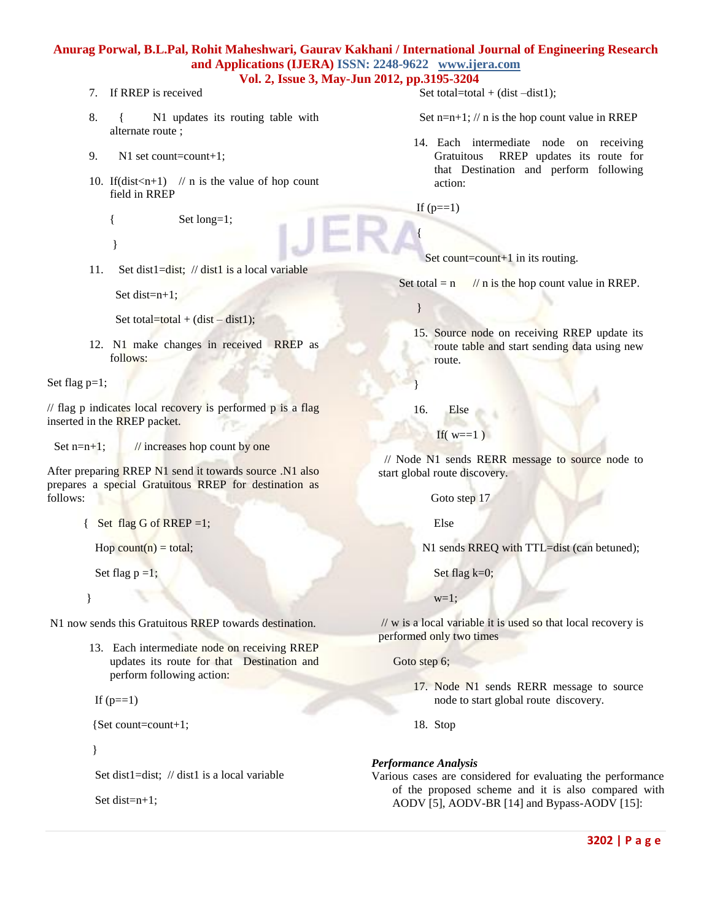7. If RREP is received

8. { N1 updates its routing table with alternate route ;

9. N1 set count=count+1;

10. If(dist<n+1) // n is the value of hop count field in RREP

    { Set long=1;

    }

11. Set dist1=dist; // dist1 is a local variable

    Set dist=n+1;

    Set total=total + (dist – dist1);

12. N1 make changes in received RREP as follows:

Set flag p=1;

// flag p indicates local recovery is performed p is a flag inserted in the RREP packet.

Set n=n+1; // increases hop count by one

After preparing RREP N1 send it towards source .N1 also prepares a special Gratuitous RREP for destination as follows:

{ Set flag G of RREP =1;

Hop count(n) = total;

Set flag p =1;

}

N1 now sends this Gratuitous RREP towards destination.

13. Each intermediate node on receiving RREP updates its route for that Destination and perform following action:

    If (p==1)

    {Set count=count+1;

    }

    Set dist1=dist; // dist1 is a local variable

    Set dist=n+1;

    Set total=total + (dist –dist1);

    Set n=n+1; // n is the hop count value in RREP

14. Each intermediate node on receiving Gratuitous RREP updates its route for that Destination and perform following action:

    If (p==1)

    {

    Set count=count+1 in its routing.

    Set total = n // n is the hop count value in RREP.

    }

15. Source node on receiving RREP update its route table and start sending data using new route.

    }

16. Else

    If( w==1 )

    // Node N1 sends RERR message to source node to start global route discovery.

    Goto step 17

    Else

    N1 sends RREQ with TTL=dist (can betuned);

    Set flag k=0;

    w=1;

    // w is a local variable it is used so that local recovery is performed only two times

    Goto step 6;

17. Node N1 sends RERR message to source node to start global route discovery.

18. Stop

***Performance Analysis***

Various cases are considered for evaluating the performance of the proposed scheme and it is also compared with AODV [5], AODV-BR [14] and Bypass-AODV [15]: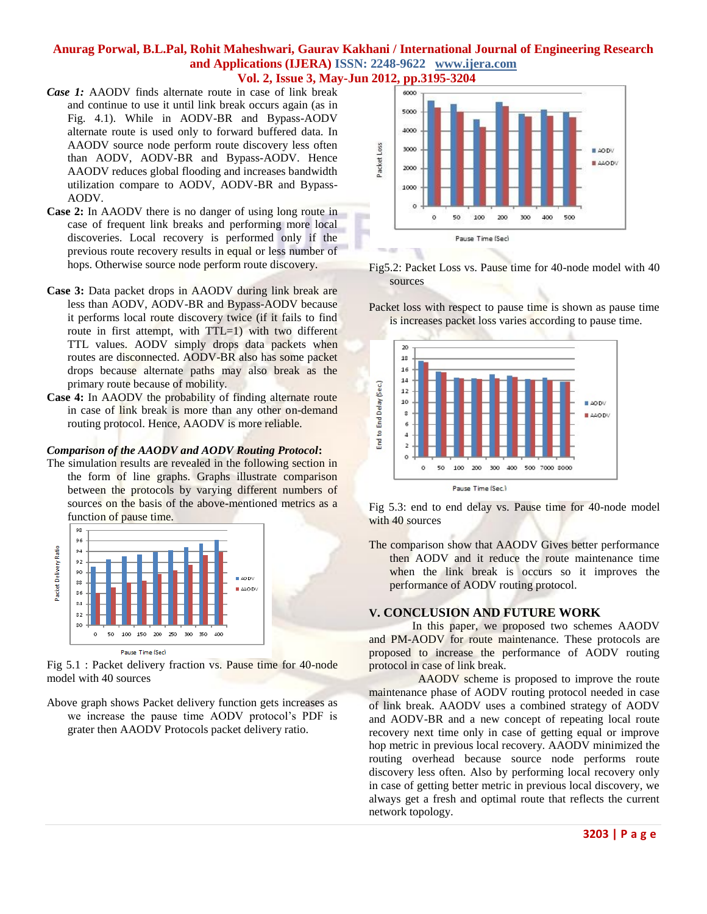- ***Case 1:*** AAODV finds alternate route in case of link break and continue to use it until link break occurs again (as in Fig. 4.1). While in AODV-BR and Bypass-AODV alternate route is used only to forward buffered data. In AAODV source node perform route discovery less often than AODV, AODV-BR and Bypass-AODV. Hence AAODV reduces global flooding and increases bandwidth utilization compare to AODV, AODV-BR and Bypass-AODV.
- **Case 2:** In AAODV there is no danger of using long route in case of frequent link breaks and performing more local discoveries. Local recovery is performed only if the previous route recovery results in equal or less number of hops. Otherwise source node perform route discovery.
- **Case 3:** Data packet drops in AAODV during link break are less than AODV, AODV-BR and Bypass-AODV because it performs local route discovery twice (if it fails to find route in first attempt, with TTL=1) with two different TTL values. AODV simply drops data packets when routes are disconnected. AODV-BR also has some packet drops because alternate paths may also break as the primary route because of mobility.
- **Case 4:** In AAODV the probability of finding alternate route in case of link break is more than any other on-demand routing protocol. Hence, AAODV is more reliable.

***Comparison of the AAODV and AODV Routing Protocol*:**

The simulation results are revealed in the following section in the form of line graphs. Graphs illustrate comparison between the protocols by varying different numbers of sources on the basis of the above-mentioned metrics as a function of pause time.

Fig 5.1 : Packet delivery fraction vs. Pause time for 40-node model with 40 sources

Above graph shows Packet delivery function gets increases as we increase the pause time AODV protocol's PDF is grater then AAODV Protocols packet delivery ratio.

Fig5.2: Packet Loss vs. Pause time for 40-node model with 40 sources

Packet loss with respect to pause time is shown as pause time is increases packet loss varies according to pause time.

Fig 5.3: end to end delay vs. Pause time for 40-node model with 40 sources

The comparison show that AAODV Gives better performance then AODV and it reduce the route maintenance time when the link break is occurs so it improves the performance of AODV routing protocol.

## V. CONCLUSION AND FUTURE WORK

In this paper, we proposed two schemes AAODV and PM-AODV for route maintenance. These protocols are proposed to increase the performance of AODV routing protocol in case of link break.

AAODV scheme is proposed to improve the route maintenance phase of AODV routing protocol needed in case of link break. AAODV uses a combined strategy of AODV and AODV-BR and a new concept of repeating local route recovery next time only in case of getting equal or improve hop metric in previous local recovery. AAODV minimized the routing overhead because source node performs route discovery less often. Also by performing local recovery only in case of getting better metric in previous local discovery, we always get a fresh and optimal route that reflects the current network topology.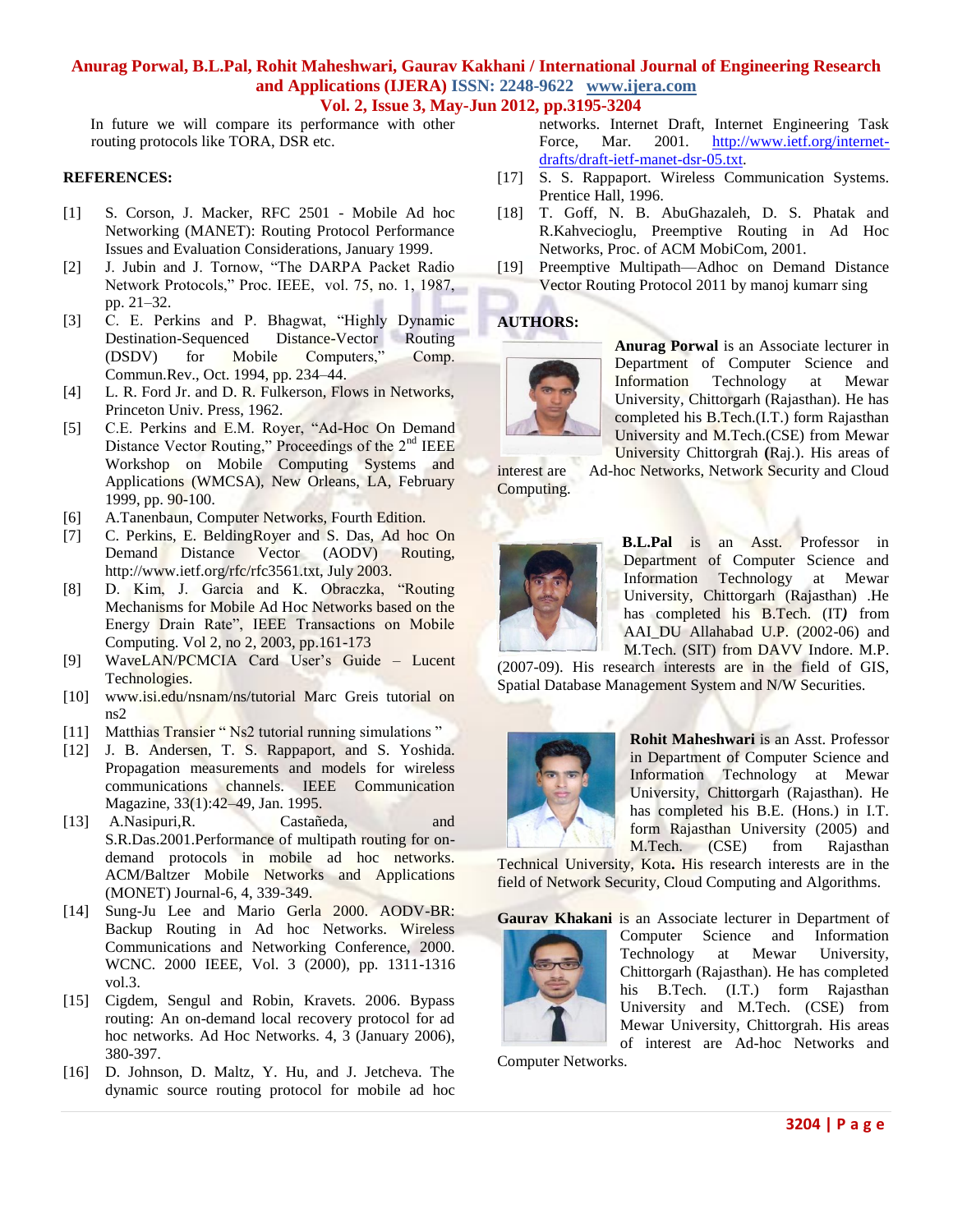In future we will compare its performance with other routing protocols like TORA, DSR etc.

## REFERENCES:

[1] S. Corson, J. Macker, RFC 2501 - Mobile Ad hoc Networking (MANET): Routing Protocol Performance Issues and Evaluation Considerations, January 1999.

[2] J. Jubin and J. Tornow, "The DARPA Packet Radio Network Protocols," Proc. IEEE, vol. 75, no. 1, 1987, pp. 21–32.

[3] C. E. Perkins and P. Bhagwat, "Highly Dynamic Destination-Sequenced Distance-Vector Routing (DSDV) for Mobile Computers," Comp. Commun.Rev., Oct. 1994, pp. 234–44.

[4] L. R. Ford Jr. and D. R. Fulkerson, Flows in Networks, Princeton Univ. Press, 1962.

[5] C.E. Perkins and E.M. Royer, "Ad-Hoc On Demand Distance Vector Routing," Proceedings of the 2nd IEEE Workshop on Mobile Computing Systems and Applications (WMCSA), New Orleans, LA, February 1999, pp. 90-100.

[6] A.Tanenbaun, Computer Networks, Fourth Edition.

[7] C. Perkins, E. BeldingRoyer and S. Das, Ad hoc On Demand Distance Vector (AODV) Routing, http://www.ietf.org/rfc/rfc3561.txt, July 2003.

[8] D. Kim, J. Garcia and K. Obraczka, "Routing Mechanisms for Mobile Ad Hoc Networks based on the Energy Drain Rate", IEEE Transactions on Mobile Computing. Vol 2, no 2, 2003, pp.161-173

[9] WaveLAN/PCMCIA Card User's Guide – Lucent Technologies.

[10] www.isi.edu/nsnam/ns/tutorial Marc Greis tutorial on ns2

[11] Matthias Transier " Ns2 tutorial running simulations "

[12] J. B. Andersen, T. S. Rappaport, and S. Yoshida. Propagation measurements and models for wireless communications channels. IEEE Communication Magazine, 33(1):42–49, Jan. 1995.

[13] A.Nasipuri,R. Castañeda, and S.R.Das.2001.Performance of multipath routing for on-demand protocols in mobile ad hoc networks. ACM/Baltzer Mobile Networks and Applications (MONET) Journal-6, 4, 339-349.

[14] Sung-Ju Lee and Mario Gerla 2000. AODV-BR: Backup Routing in Ad hoc Networks. Wireless Communications and Networking Conference, 2000. WCNC. 2000 IEEE, Vol. 3 (2000), pp. 1311-1316 vol.3.

[15] Cigdem, Sengul and Robin, Kravets. 2006. Bypass routing: An on-demand local recovery protocol for ad hoc networks. Ad Hoc Networks. 4, 3 (January 2006), 380-397.

[16] D. Johnson, D. Maltz, Y. Hu, and J. Jetcheva. The dynamic source routing protocol for mobile ad hoc networks. Internet Draft, Internet Engineering Task Force, Mar. 2001. http://www.ietf.org/internet-drafts/draft-ietf-manet-dsr-05.txt.

[17] S. S. Rappaport. Wireless Communication Systems. Prentice Hall, 1996.

[18] T. Goff, N. B. AbuGhazaleh, D. S. Phatak and R.Kahvecioglu, Preemptive Routing in Ad Hoc Networks, Proc. of ACM MobiCom, 2001.

[19] Preemptive Multipath—Adhoc on Demand Distance Vector Routing Protocol 2011 by manoj kumarr sing

## AUTHORS:

**Anurag Porwal** is an Associate lecturer in Department of Computer Science and Information Technology at Mewar University, Chittorgarh (Rajasthan). He has completed his B.Tech.(I.T.) form Rajasthan University and M.Tech.(CSE) from Mewar University Chittorgrah **(**Raj.). His areas of interest are Ad-hoc Networks, Network Security and Cloud Computing.

**B.L.Pal** is an Asst. Professor in Department of Computer Science and Information Technology at Mewar University, Chittorgarh (Rajasthan) .He has completed his B.Tech. (IT***)*** from AAI_DU Allahabad U.P. (2002-06) and M.Tech. (SIT) from DAVV Indore. M.P. (2007-09). His research interests are in the field of GIS, Spatial Database Management System and N/W Securities.

**Rohit Maheshwari** is an Asst. Professor in Department of Computer Science and Information Technology at Mewar University, Chittorgarh (Rajasthan). He has completed his B.E. (Hons.) in I.T. form Rajasthan University (2005) and M.Tech. (CSE) from Rajasthan Technical University, Kota**.** His research interests are in the field of Network Security, Cloud Computing and Algorithms.

**Gaurav Khakani** is an Associate lecturer in Department of Computer Science and Information Technology at Mewar University, Chittorgarh (Rajasthan). He has completed his B.Tech. (I.T.) form Rajasthan University and M.Tech. (CSE) from Mewar University, Chittorgrah. His areas of interest are Ad-hoc Networks and Computer Networks.